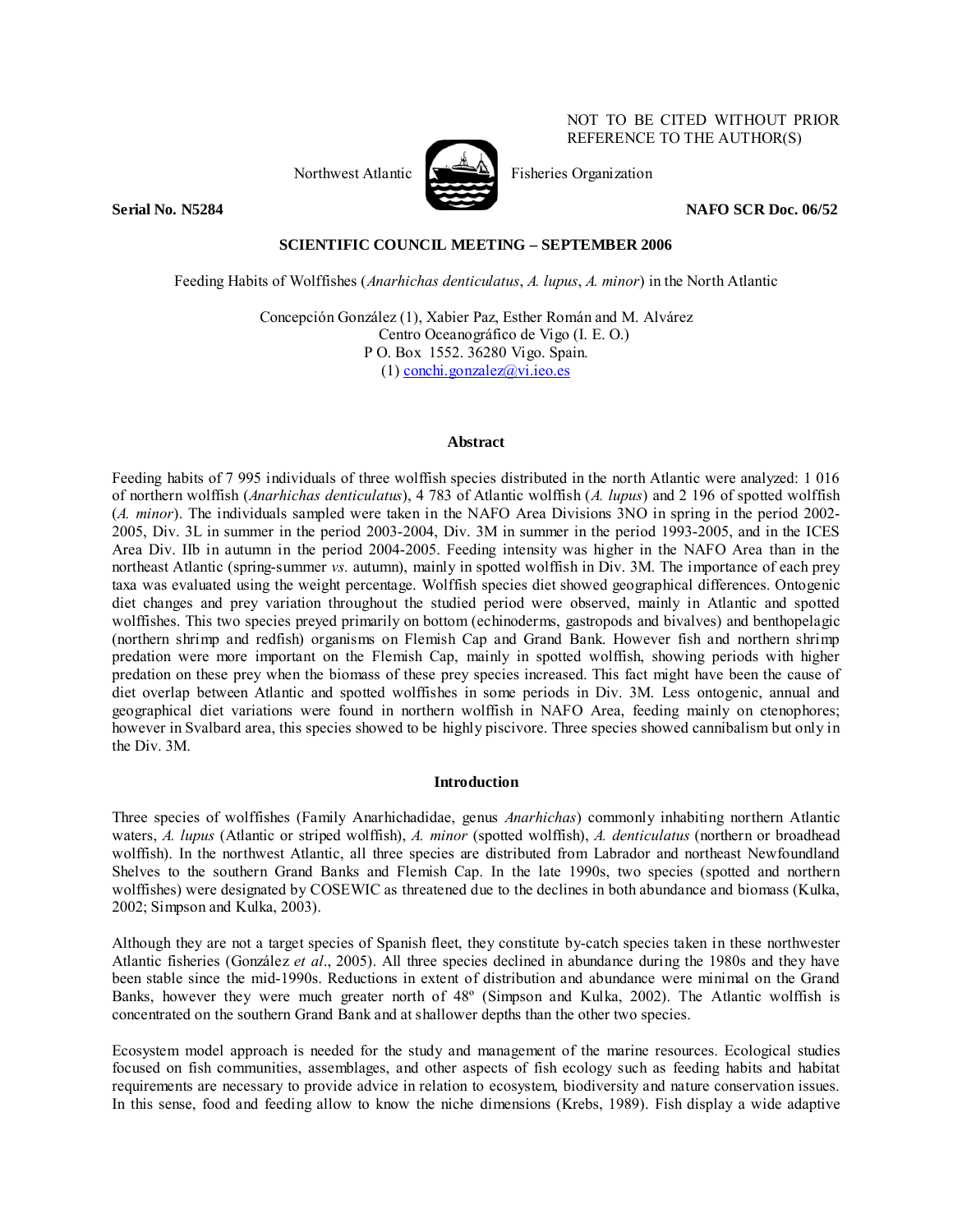NOT TO BE CITED WITHOUT PRIOR REFERENCE TO THE AUTHOR(S)

Northwest Atlantic Fisheries Organization

**Serial No. N5284** **NAFO SCR Doc. 06/52**

**SCIENTIFIC COUNCIL MEETING – SEPTEMBER 2006**

Feeding Habits of Wolffishes (*Anarhichas denticulatus*, *A. lupus*, *A. minor*) in the North Atlantic

Concepción González (1), Xabier Paz, Esther Román and M. Alvárez
Centro Oceanográfico de Vigo (I. E. O.)
P O. Box 1552. 36280 Vigo. Spain.
(1) conchi.gonzalez@vi.ieo.es

## Abstract

Feeding habits of 7 995 individuals of three wolffish species distributed in the north Atlantic were analyzed: 1 016 of northern wolffish (*Anarhichas denticulatus*), 4 783 of Atlantic wolffish (*A. lupus*) and 2 196 of spotted wolffish (*A. minor*). The individuals sampled were taken in the NAFO Area Divisions 3NO in spring in the period 2002-2005, Div. 3L in summer in the period 2003-2004, Div. 3M in summer in the period 1993-2005, and in the ICES Area Div. IIb in autumn in the period 2004-2005. Feeding intensity was higher in the NAFO Area than in the northeast Atlantic (spring-summer *vs.* autumn), mainly in spotted wolffish in Div. 3M. The importance of each prey taxa was evaluated using the weight percentage. Wolffish species diet showed geographical differences. Ontogenic diet changes and prey variation throughout the studied period were observed, mainly in Atlantic and spotted wolffishes. This two species preyed primarily on bottom (echinoderms, gastropods and bivalves) and benthopelagic (northern shrimp and redfish) organisms on Flemish Cap and Grand Bank. However fish and northern shrimp predation were more important on the Flemish Cap, mainly in spotted wolffish, showing periods with higher predation on these prey when the biomass of these prey species increased. This fact might have been the cause of diet overlap between Atlantic and spotted wolffishes in some periods in Div. 3M. Less ontogenic, annual and geographical diet variations were found in northern wolffish in NAFO Area, feeding mainly on ctenophores; however in Svalbard area, this species showed to be highly piscivore. Three species showed cannibalism but only in the Div. 3M.

## Introduction

Three species of wolffishes (Family Anarhichadidae, genus *Anarhichas*) commonly inhabiting northern Atlantic waters, *A. lupus* (Atlantic or striped wolffish), *A. minor* (spotted wolffish), *A. denticulatus* (northern or broadhead wolffish). In the northwest Atlantic, all three species are distributed from Labrador and northeast Newfoundland Shelves to the southern Grand Banks and Flemish Cap. In the late 1990s, two species (spotted and northern wolffishes) were designated by COSEWIC as threatened due to the declines in both abundance and biomass (Kulka, 2002; Simpson and Kulka, 2003).

Although they are not a target species of Spanish fleet, they constitute by-catch species taken in these northwester Atlantic fisheries (González *et al*., 2005). All three species declined in abundance during the 1980s and they have been stable since the mid-1990s. Reductions in extent of distribution and abundance were minimal on the Grand Banks, however they were much greater north of 48º (Simpson and Kulka, 2002). The Atlantic wolffish is concentrated on the southern Grand Bank and at shallower depths than the other two species.

Ecosystem model approach is needed for the study and management of the marine resources. Ecological studies focused on fish communities, assemblages, and other aspects of fish ecology such as feeding habits and habitat requirements are necessary to provide advice in relation to ecosystem, biodiversity and nature conservation issues. In this sense, food and feeding allow to know the niche dimensions (Krebs, 1989). Fish display a wide adaptive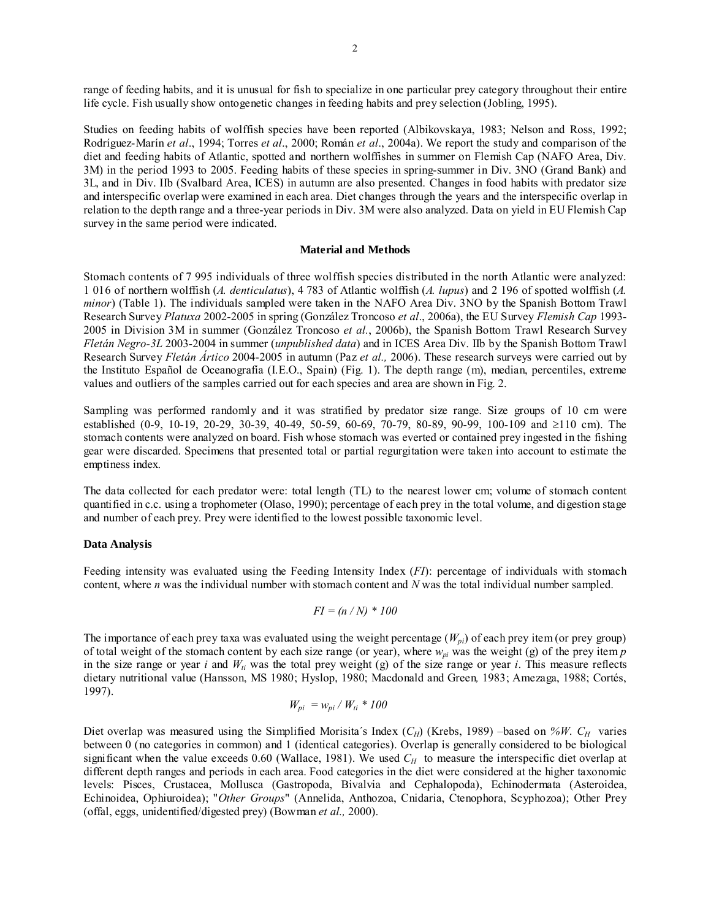range of feeding habits, and it is unusual for fish to specialize in one particular prey category throughout their entire life cycle. Fish usually show ontogenetic changes in feeding habits and prey selection (Jobling, 1995).

Studies on feeding habits of wolffish species have been reported (Albikovskaya, 1983; Nelson and Ross, 1992; Rodríguez-Marín *et al*., 1994; Torres *et al*., 2000; Román *et al*., 2004a). We report the study and comparison of the diet and feeding habits of Atlantic, spotted and northern wolffishes in summer on Flemish Cap (NAFO Area, Div. 3M) in the period 1993 to 2005. Feeding habits of these species in spring-summer in Div. 3NO (Grand Bank) and 3L, and in Div. IIb (Svalbard Area, ICES) in autumn are also presented. Changes in food habits with predator size and interspecific overlap were examined in each area. Diet changes through the years and the interspecific overlap in relation to the depth range and a three-year periods in Div. 3M were also analyzed. Data on yield in EU Flemish Cap survey in the same period were indicated.

## Material and Methods

Stomach contents of 7 995 individuals of three wolffish species distributed in the north Atlantic were analyzed: 1 016 of northern wolffish (*A. denticulatus*), 4 783 of Atlantic wolffish (*A. lupus*) and 2 196 of spotted wolffish (*A. minor*) (Table 1). The individuals sampled were taken in the NAFO Area Div. 3NO by the Spanish Bottom Trawl Research Survey *Platuxa* 2002-2005 in spring (González Troncoso *et al*., 2006a), the EU Survey *Flemish Cap* 1993-2005 in Division 3M in summer (González Troncoso *et al.*, 2006b), the Spanish Bottom Trawl Research Survey *Fletán Negro-3L* 2003-2004 in summer (*unpublished data*) and in ICES Area Div. IIb by the Spanish Bottom Trawl Research Survey *Fletán Ártico* 2004-2005 in autumn (Paz *et al.,* 2006). These research surveys were carried out by the Instituto Español de Oceanografía (I.E.O., Spain) (Fig. 1). The depth range (m), median, percentiles, extreme values and outliers of the samples carried out for each species and area are shown in Fig. 2.

Sampling was performed randomly and it was stratified by predator size range. Size groups of 10 cm were established (0-9, 10-19, 20-29, 30-39, 40-49, 50-59, 60-69, 70-79, 80-89, 90-99, 100-109 and ≥110 cm). The stomach contents were analyzed on board. Fish whose stomach was everted or contained prey ingested in the fishing gear were discarded. Specimens that presented total or partial regurgitation were taken into account to estimate the emptiness index.

The data collected for each predator were: total length (TL) to the nearest lower cm; volume of stomach content quantified in c.c. using a trophometer (Olaso, 1990); percentage of each prey in the total volume, and digestion stage and number of each prey. Prey were identified to the lowest possible taxonomic level.

### Data Analysis

Feeding intensity was evaluated using the Feeding Intensity Index (*FI*): percentage of individuals with stomach content, where *n* was the individual number with stomach content and *N* was the total individual number sampled.

$$FI = (n / N) * 100$$

The importance of each prey taxa was evaluated using the weight percentage ($W_{pi}$) of each prey item (or prey group) of total weight of the stomach content by each size range (or year), where $w_{pi}$ was the weight (g) of the prey item *p* in the size range or year *i* and $W_{ti}$ was the total prey weight (g) of the size range or year *i*. This measure reflects dietary nutritional value (Hansson, MS 1980; Hyslop, 1980; Macdonald and Green, 1983; Amezaga, 1988; Cortés, 1997).

$$W_{pi} = w_{pi} / W_{ti} * 100$$

Diet overlap was measured using the Simplified Morisita´s Index ($C_H$) (Krebs, 1989) –based on *%W*. $C_H$ varies between 0 (no categories in common) and 1 (identical categories). Overlap is generally considered to be biological significant when the value exceeds 0.60 (Wallace, 1981). We used $C_H$ to measure the interspecific diet overlap at different depth ranges and periods in each area. Food categories in the diet were considered at the higher taxonomic levels: Pisces, Crustacea, Mollusca (Gastropoda, Bivalvia and Cephalopoda), Echinodermata (Asteroidea, Echinoidea, Ophiuroidea); "*Other Groups*" (Annelida, Anthozoa, Cnidaria, Ctenophora, Scyphozoa); Other Prey (offal, eggs, unidentified/digested prey) (Bowman *et al.,* 2000).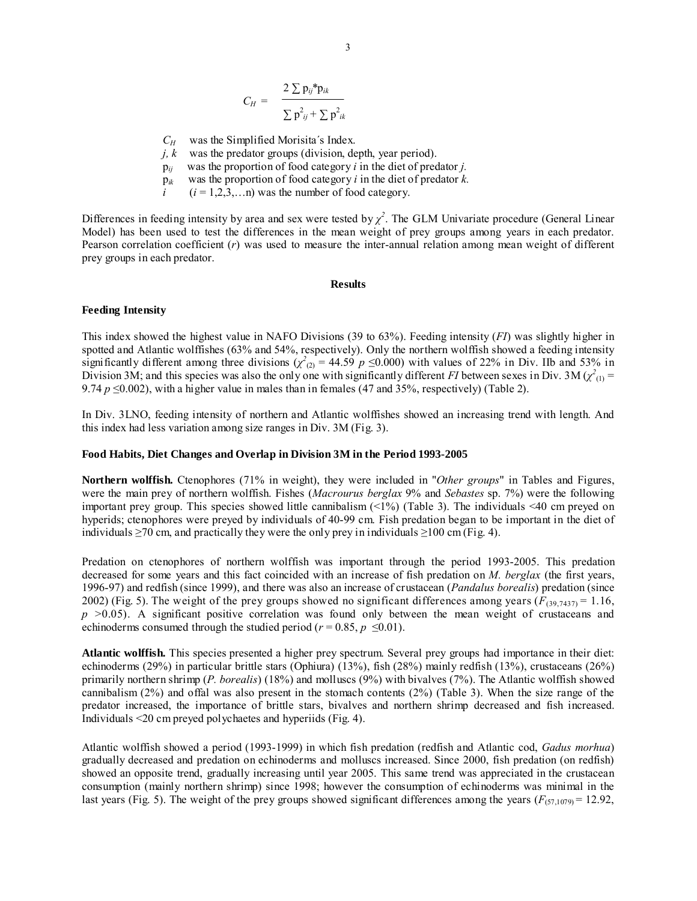$$C_H = \frac{2 \sum p_{ij} * p_{ik}}{\sum p^2_{ij} + \sum p^2_{ik}}$$

$C_H$ was the Simplified Morisita´s Index.

$j, k$ was the predator groups (division, depth, year period).

$p_{ij}$ was the proportion of food category $i$ in the diet of predator $j$.

$p_{ik}$ was the proportion of food category $i$ in the diet of predator $k$.

$i$ ($i = 1,2,3,\ldots n$) was the number of food category.

Differences in feeding intensity by area and sex were tested by $\chi^2$. The GLM Univariate procedure (General Linear Model) has been used to test the differences in the mean weight of prey groups among years in each predator. Pearson correlation coefficient ($r$) was used to measure the inter-annual relation among mean weight of different prey groups in each predator.

## Results

### Feeding Intensity

This index showed the highest value in NAFO Divisions (39 to 63%). Feeding intensity (*FI*) was slightly higher in spotted and Atlantic wolffishes (63% and 54%, respectively). Only the northern wolffish showed a feeding intensity significantly different among three divisions ($\chi^2_{(2)} = 44.59$ $p \leq 0.000$) with values of 22% in Div. IIb and 53% in Division 3M; and this species was also the only one with significantly different *FI* between sexes in Div. 3M ($\chi^2_{(1)} = 9.74$ $p \leq 0.002$), with a higher value in males than in females (47 and 35%, respectively) (Table 2).

In Div. 3LNO, feeding intensity of northern and Atlantic wolffishes showed an increasing trend with length. And this index had less variation among size ranges in Div. 3M (Fig. 3).

### Food Habits, Diet Changes and Overlap in Division 3M in the Period 1993-2005

**Northern wolffish.** Ctenophores (71% in weight), they were included in "*Other groups*" in Tables and Figures, were the main prey of northern wolffish. Fishes (*Macrourus berglax* 9% and *Sebastes* sp. 7%) were the following important prey group. This species showed little cannibalism (<1%) (Table 3). The individuals <40 cm preyed on hyperids; ctenophores were preyed by individuals of 40-99 cm. Fish predation began to be important in the diet of individuals ≥70 cm, and practically they were the only prey in individuals ≥100 cm (Fig. 4).

Predation on ctenophores of northern wolffish was important through the period 1993-2005. This predation decreased for some years and this fact coincided with an increase of fish predation on *M. berglax* (the first years, 1996-97) and redfish (since 1999), and there was also an increase of crustacean (*Pandalus borealis*) predation (since 2002) (Fig. 5). The weight of the prey groups showed no significant differences among years ($F_{(39,7437)} = 1.16$, $p > 0.05$). A significant positive correlation was found only between the mean weight of crustaceans and echinoderms consumed through the studied period ($r = 0.85$, $p \leq 0.01$).

**Atlantic wolffish.** This species presented a higher prey spectrum. Several prey groups had importance in their diet: echinoderms (29%) in particular brittle stars (Ophiura) (13%), fish (28%) mainly redfish (13%), crustaceans (26%) primarily northern shrimp (*P. borealis*) (18%) and molluscs (9%) with bivalves (7%). The Atlantic wolffish showed cannibalism (2%) and offal was also present in the stomach contents (2%) (Table 3). When the size range of the predator increased, the importance of brittle stars, bivalves and northern shrimp decreased and fish increased. Individuals <20 cm preyed polychaetes and hyperiids (Fig. 4).

Atlantic wolffish showed a period (1993-1999) in which fish predation (redfish and Atlantic cod, *Gadus morhua*) gradually decreased and predation on echinoderms and molluscs increased. Since 2000, fish predation (on redfish) showed an opposite trend, gradually increasing until year 2005. This same trend was appreciated in the crustacean consumption (mainly northern shrimp) since 1998; however the consumption of echinoderms was minimal in the last years (Fig. 5). The weight of the prey groups showed significant differences among the years ($F_{(57,1079)} = 12.92$,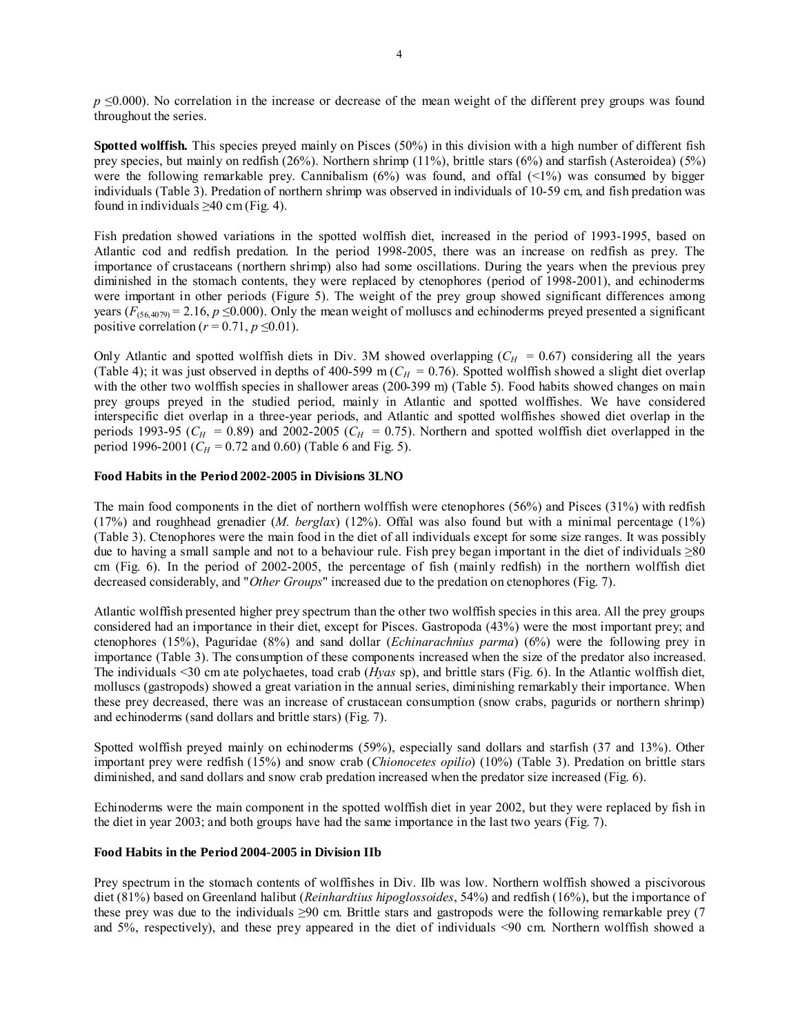$p \leq 0.000$). No correlation in the increase or decrease of the mean weight of the different prey groups was found throughout the series.

**Spotted wolffish.** This species preyed mainly on Pisces (50%) in this division with a high number of different fish prey species, but mainly on redfish (26%). Northern shrimp (11%), brittle stars (6%) and starfish (Asteroidea) (5%) were the following remarkable prey. Cannibalism (6%) was found, and offal (<1%) was consumed by bigger individuals (Table 3). Predation of northern shrimp was observed in individuals of 10-59 cm, and fish predation was found in individuals ≥40 cm (Fig. 4).

Fish predation showed variations in the spotted wolffish diet, increased in the period of 1993-1995, based on Atlantic cod and redfish predation. In the period 1998-2005, there was an increase on redfish as prey. The importance of crustaceans (northern shrimp) also had some oscillations. During the years when the previous prey diminished in the stomach contents, they were replaced by ctenophores (period of 1998-2001), and echinoderms were important in other periods (Figure 5). The weight of the prey group showed significant differences among years ($F_{(56,4079)} = 2.16$, $p \leq 0.000$). Only the mean weight of molluscs and echinoderms preyed presented a significant positive correlation ($r = 0.71$, $p \leq 0.01$).

Only Atlantic and spotted wolffish diets in Div. 3M showed overlapping ($C_H = 0.67$) considering all the years (Table 4); it was just observed in depths of 400-599 m ($C_H = 0.76$). Spotted wolffish showed a slight diet overlap with the other two wolffish species in shallower areas (200-399 m) (Table 5). Food habits showed changes on main prey groups preyed in the studied period, mainly in Atlantic and spotted wolffishes. We have considered interspecific diet overlap in a three-year periods, and Atlantic and spotted wolffishes showed diet overlap in the periods 1993-95 ($C_H = 0.89$) and 2002-2005 ($C_H = 0.75$). Northern and spotted wolffish diet overlapped in the period 1996-2001 ($C_H = 0.72$ and 0.60) (Table 6 and Fig. 5).

### Food Habits in the Period 2002-2005 in Divisions 3LNO

The main food components in the diet of northern wolffish were ctenophores (56%) and Pisces (31%) with redfish (17%) and roughhead grenadier (*M. berglax*) (12%). Offal was also found but with a minimal percentage (1%) (Table 3). Ctenophores were the main food in the diet of all individuals except for some size ranges. It was possibly due to having a small sample and not to a behaviour rule. Fish prey began important in the diet of individuals ≥80 cm (Fig. 6). In the period of 2002-2005, the percentage of fish (mainly redfish) in the northern wolffish diet decreased considerably, and "*Other Groups*" increased due to the predation on ctenophores (Fig. 7).

Atlantic wolffish presented higher prey spectrum than the other two wolffish species in this area. All the prey groups considered had an importance in their diet, except for Pisces. Gastropoda (43%) were the most important prey; and ctenophores (15%), Paguridae (8%) and sand dollar (*Echinarachnius parma*) (6%) were the following prey in importance (Table 3). The consumption of these components increased when the size of the predator also increased. The individuals <30 cm ate polychaetes, toad crab (*Hyas* sp), and brittle stars (Fig. 6). In the Atlantic wolffish diet, molluscs (gastropods) showed a great variation in the annual series, diminishing remarkably their importance. When these prey decreased, there was an increase of crustacean consumption (snow crabs, pagurids or northern shrimp) and echinoderms (sand dollars and brittle stars) (Fig. 7).

Spotted wolffish preyed mainly on echinoderms (59%), especially sand dollars and starfish (37 and 13%). Other important prey were redfish (15%) and snow crab (*Chionocetes opilio*) (10%) (Table 3). Predation on brittle stars diminished, and sand dollars and snow crab predation increased when the predator size increased (Fig. 6).

Echinoderms were the main component in the spotted wolffish diet in year 2002, but they were replaced by fish in the diet in year 2003; and both groups have had the same importance in the last two years (Fig. 7).

### Food Habits in the Period 2004-2005 in Division IIb

Prey spectrum in the stomach contents of wolffishes in Div. IIb was low. Northern wolffish showed a piscivorous diet (81%) based on Greenland halibut (*Reinhardtius hipoglossoides*, 54%) and redfish (16%), but the importance of these prey was due to the individuals ≥90 cm. Brittle stars and gastropods were the following remarkable prey (7 and 5%, respectively), and these prey appeared in the diet of individuals <90 cm. Northern wolffish showed a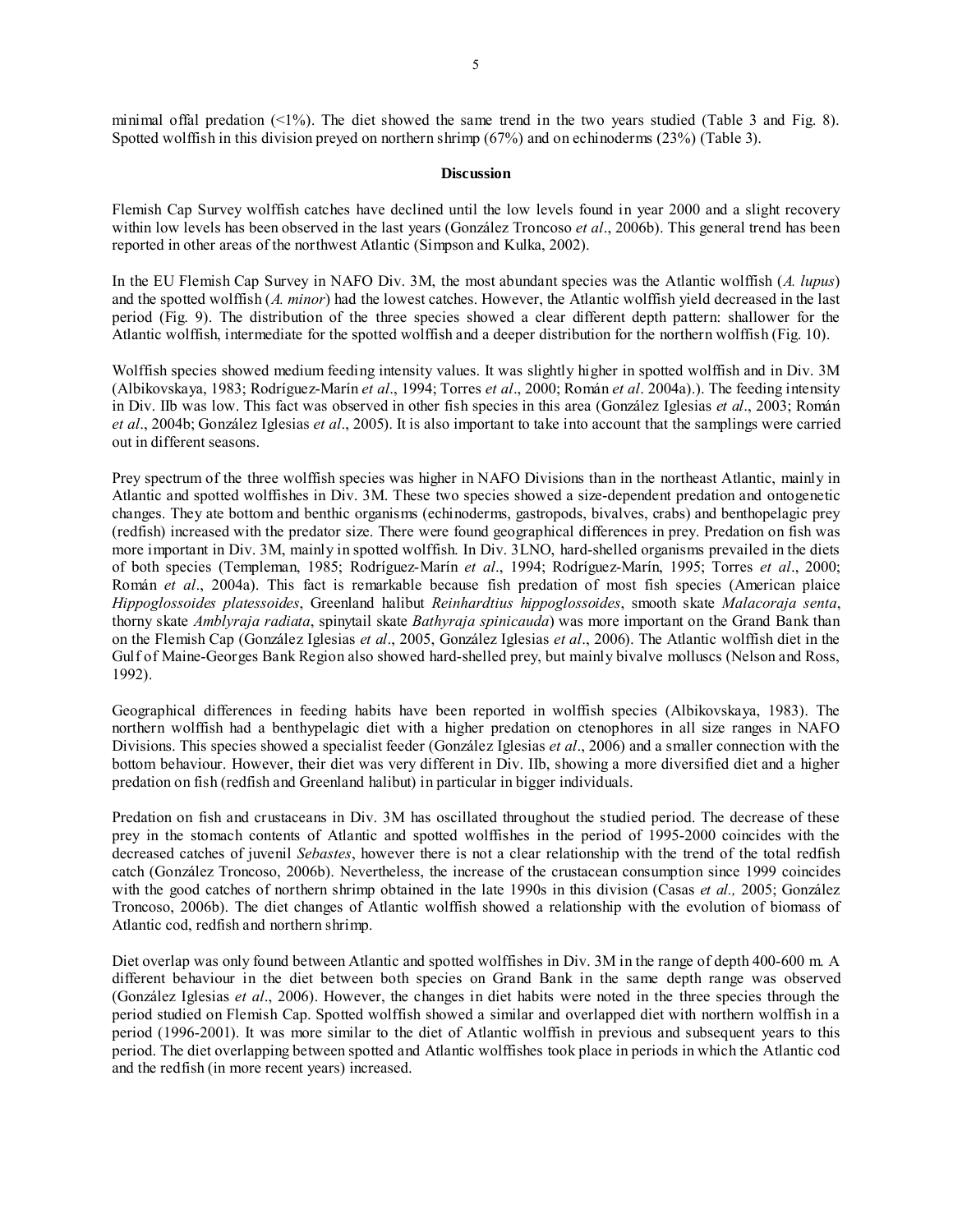minimal offal predation (<1%). The diet showed the same trend in the two years studied (Table 3 and Fig. 8). Spotted wolffish in this division preyed on northern shrimp (67%) and on echinoderms (23%) (Table 3).

## Discussion

Flemish Cap Survey wolffish catches have declined until the low levels found in year 2000 and a slight recovery within low levels has been observed in the last years (González Troncoso *et al*., 2006b). This general trend has been reported in other areas of the northwest Atlantic (Simpson and Kulka, 2002).

In the EU Flemish Cap Survey in NAFO Div. 3M, the most abundant species was the Atlantic wolffish (*A. lupus*) and the spotted wolffish (*A. minor*) had the lowest catches. However, the Atlantic wolffish yield decreased in the last period (Fig. 9). The distribution of the three species showed a clear different depth pattern: shallower for the Atlantic wolffish, intermediate for the spotted wolffish and a deeper distribution for the northern wolffish (Fig. 10).

Wolffish species showed medium feeding intensity values. It was slightly higher in spotted wolffish and in Div. 3M (Albikovskaya, 1983; Rodríguez-Marín *et al*., 1994; Torres *et al*., 2000; Román *et al*. 2004a).). The feeding intensity in Div. IIb was low. This fact was observed in other fish species in this area (González Iglesias *et al*., 2003; Román *et al*., 2004b; González Iglesias *et al*., 2005). It is also important to take into account that the samplings were carried out in different seasons.

Prey spectrum of the three wolffish species was higher in NAFO Divisions than in the northeast Atlantic, mainly in Atlantic and spotted wolffishes in Div. 3M. These two species showed a size-dependent predation and ontogenetic changes. They ate bottom and benthic organisms (echinoderms, gastropods, bivalves, crabs) and benthopelagic prey (redfish) increased with the predator size. There were found geographical differences in prey. Predation on fish was more important in Div. 3M, mainly in spotted wolffish. In Div. 3LNO, hard-shelled organisms prevailed in the diets of both species (Templeman, 1985; Rodríguez-Marín *et al*., 1994; Rodríguez-Marín, 1995; Torres *et al*., 2000; Román *et al*., 2004a). This fact is remarkable because fish predation of most fish species (American plaice *Hippoglossoides platessoides*, Greenland halibut *Reinhardtius hippoglossoides*, smooth skate *Malacoraja senta*, thorny skate *Amblyraja radiata*, spinytail skate *Bathyraja spinicauda*) was more important on the Grand Bank than on the Flemish Cap (González Iglesias *et al*., 2005, González Iglesias *et al*., 2006). The Atlantic wolffish diet in the Gulf of Maine-Georges Bank Region also showed hard-shelled prey, but mainly bivalve molluscs (Nelson and Ross, 1992).

Geographical differences in feeding habits have been reported in wolffish species (Albikovskaya, 1983). The northern wolffish had a benthypelagic diet with a higher predation on ctenophores in all size ranges in NAFO Divisions. This species showed a specialist feeder (González Iglesias *et al*., 2006) and a smaller connection with the bottom behaviour. However, their diet was very different in Div. IIb, showing a more diversified diet and a higher predation on fish (redfish and Greenland halibut) in particular in bigger individuals.

Predation on fish and crustaceans in Div. 3M has oscillated throughout the studied period. The decrease of these prey in the stomach contents of Atlantic and spotted wolffishes in the period of 1995-2000 coincides with the decreased catches of juvenil *Sebastes*, however there is not a clear relationship with the trend of the total redfish catch (González Troncoso, 2006b). Nevertheless, the increase of the crustacean consumption since 1999 coincides with the good catches of northern shrimp obtained in the late 1990s in this division (Casas *et al.,* 2005; González Troncoso, 2006b). The diet changes of Atlantic wolffish showed a relationship with the evolution of biomass of Atlantic cod, redfish and northern shrimp.

Diet overlap was only found between Atlantic and spotted wolffishes in Div. 3M in the range of depth 400-600 m. A different behaviour in the diet between both species on Grand Bank in the same depth range was observed (González Iglesias *et al*., 2006). However, the changes in diet habits were noted in the three species through the period studied on Flemish Cap. Spotted wolffish showed a similar and overlapped diet with northern wolffish in a period (1996-2001). It was more similar to the diet of Atlantic wolffish in previous and subsequent years to this period. The diet overlapping between spotted and Atlantic wolffishes took place in periods in which the Atlantic cod and the redfish (in more recent years) increased.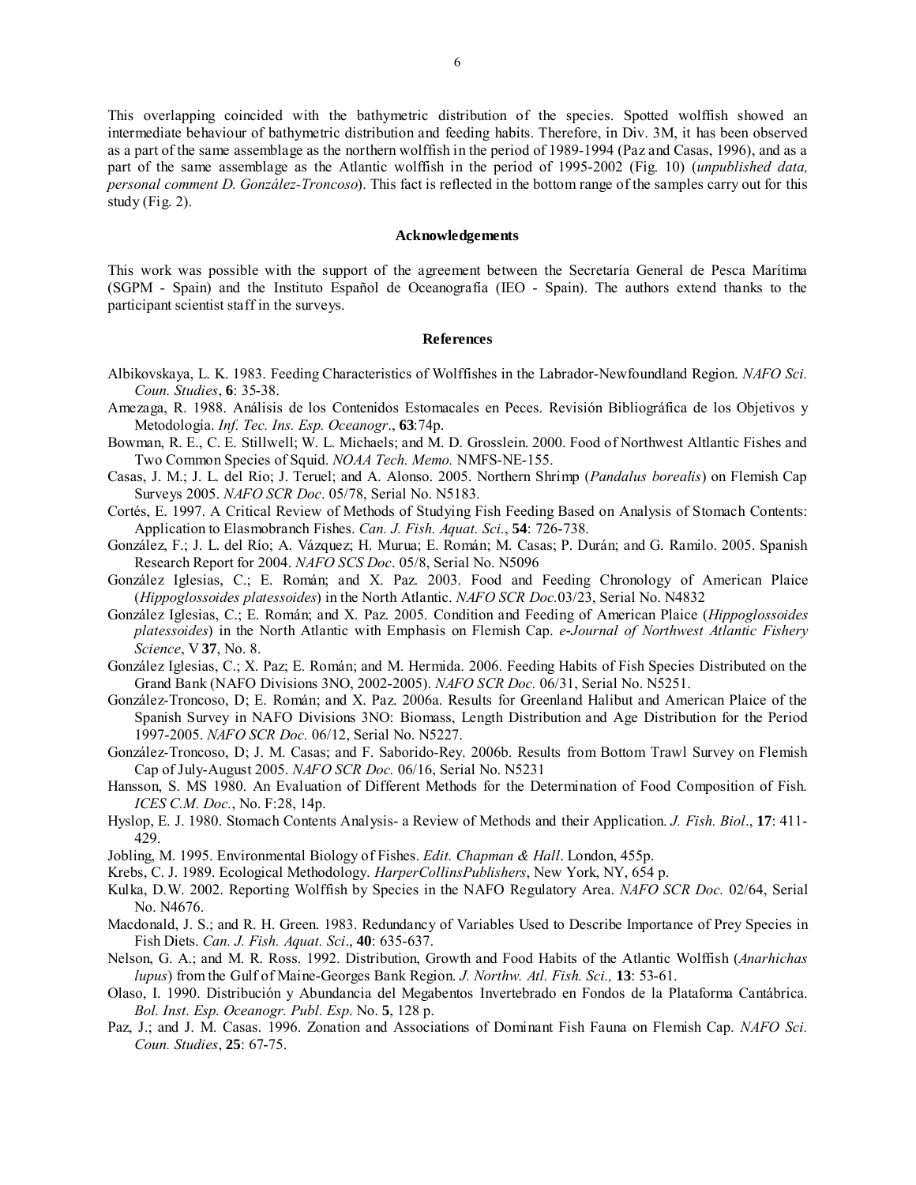This overlapping coincided with the bathymetric distribution of the species. Spotted wolffish showed an intermediate behaviour of bathymetric distribution and feeding habits. Therefore, in Div. 3M, it has been observed as a part of the same assemblage as the northern wolffish in the period of 1989-1994 (Paz and Casas, 1996), and as a part of the same assemblage as the Atlantic wolffish in the period of 1995-2002 (Fig. 10) (*unpublished data, personal comment D. González-Troncoso*). This fact is reflected in the bottom range of the samples carry out for this study (Fig. 2).

## Acknowledgements

This work was possible with the support of the agreement between the Secretaría General de Pesca Marítima (SGPM - Spain) and the Instituto Español de Oceanografía (IEO - Spain). The authors extend thanks to the participant scientist staff in the surveys.

## References

Albikovskaya, L. K. 1983. Feeding Characteristics of Wolffishes in the Labrador-Newfoundland Region. *NAFO Sci. Coun. Studies*, **6**: 35-38.

Amezaga, R. 1988. Análisis de los Contenidos Estomacales en Peces. Revisión Bibliográfica de los Objetivos y Metodología. *Inf. Tec. Ins. Esp. Oceanogr*., **63**:74p.

Bowman, R. E., C. E. Stillwell; W. L. Michaels; and M. D. Grosslein. 2000. Food of Northwest Altlantic Fishes and Two Common Species of Squid. *NOAA Tech. Memo.* NMFS-NE-155.

Casas, J. M.; J. L. del Rio; J. Teruel; and A. Alonso. 2005. Northern Shrimp (*Pandalus borealis*) on Flemish Cap Surveys 2005. *NAFO SCR Doc*. 05/78, Serial No. N5183.

Cortés, E. 1997. A Critical Review of Methods of Studying Fish Feeding Based on Analysis of Stomach Contents: Application to Elasmobranch Fishes. *Can. J. Fish. Aquat. Sci.*, **54**: 726-738.

González, F.; J. L. del Río; A. Vázquez; H. Murua; E. Román; M. Casas; P. Durán; and G. Ramilo. 2005. Spanish Research Report for 2004. *NAFO SCS Doc*. 05/8, Serial No. N5096

González Iglesias, C.; E. Román; and X. Paz. 2003. Food and Feeding Chronology of American Plaice (*Hippoglossoides platessoides*) in the North Atlantic. *NAFO SCR Doc.*03/23, Serial No. N4832

González Iglesias, C.; E. Román; and X. Paz. 2005. Condition and Feeding of American Plaice (*Hippoglossoides platessoides*) in the North Atlantic with Emphasis on Flemish Cap. *e-Journal of Northwest Atlantic Fishery Science*, V **37**, No. 8.

González Iglesias, C.; X. Paz; E. Román; and M. Hermida. 2006. Feeding Habits of Fish Species Distributed on the Grand Bank (NAFO Divisions 3NO, 2002-2005). *NAFO SCR Doc.* 06/31, Serial No. N5251.

González-Troncoso, D; E. Román; and X. Paz. 2006a. Results for Greenland Halibut and American Plaice of the Spanish Survey in NAFO Divisions 3NO: Biomass, Length Distribution and Age Distribution for the Period 1997-2005. *NAFO SCR Doc.* 06/12, Serial No. N5227.

González-Troncoso, D; J. M. Casas; and F. Saborido-Rey. 2006b. Results from Bottom Trawl Survey on Flemish Cap of July-August 2005. *NAFO SCR Doc.* 06/16, Serial No. N5231

Hansson, S. MS 1980. An Evaluation of Different Methods for the Determination of Food Composition of Fish. *ICES C.M. Doc.*, No. F:28, 14p.

Hyslop, E. J. 1980. Stomach Contents Analysis- a Review of Methods and their Application. *J. Fish. Biol*., **17**: 411-429.

Jobling, M. 1995. Environmental Biology of Fishes. *Edit. Chapman & Hall*. London, 455p.

Krebs, C. J. 1989. Ecological Methodology. *HarperCollinsPublishers*, New York, NY, 654 p.

Kulka, D.W. 2002. Reporting Wolffish by Species in the NAFO Regulatory Area. *NAFO SCR Doc.* 02/64, Serial No. N4676.

Macdonald, J. S.; and R. H. Green. 1983. Redundancy of Variables Used to Describe Importance of Prey Species in Fish Diets. *Can. J. Fish. Aquat. Sci*., **40**: 635-637.

Nelson, G. A.; and M. R. Ross. 1992. Distribution, Growth and Food Habits of the Atlantic Wolffish (*Anarhichas lupus*) from the Gulf of Maine-Georges Bank Region. *J. Northw. Atl. Fish. Sci.,* **13**: 53-61.

Olaso, I. 1990. Distribución y Abundancia del Megabentos Invertebrado en Fondos de la Plataforma Cantábrica. *Bol. Inst. Esp. Oceanogr. Publ. Esp*. No. **5**, 128 p.

Paz, J.; and J. M. Casas. 1996. Zonation and Associations of Dominant Fish Fauna on Flemish Cap. *NAFO Sci. Coun. Studies*, **25**: 67-75.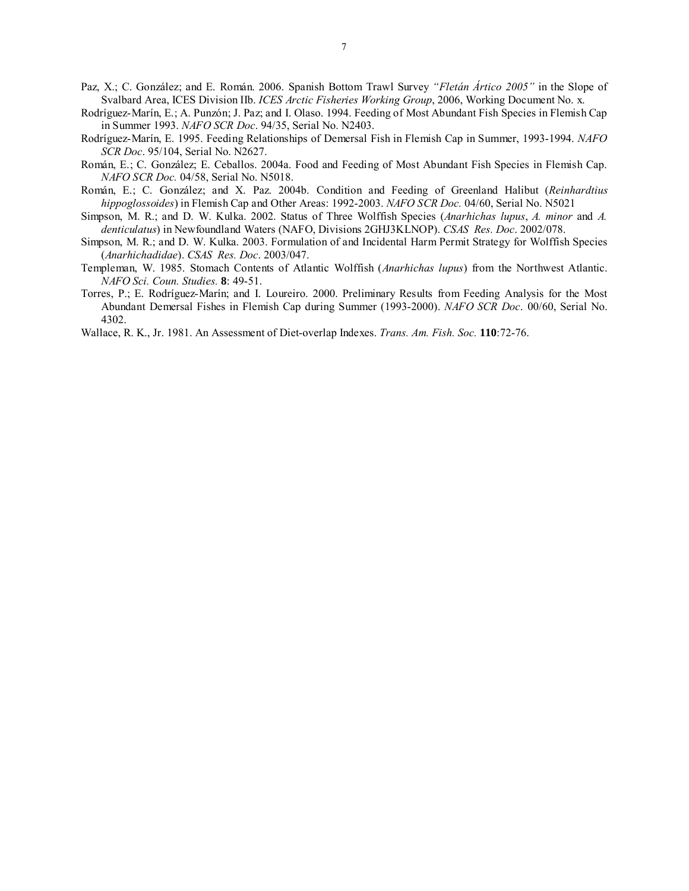Paz, X.; C. González; and E. Román. 2006. Spanish Bottom Trawl Survey *"Fletán Ártico 2005"* in the Slope of Svalbard Area, ICES Division IIb. *ICES Arctic Fisheries Working Group*, 2006, Working Document No. x.

Rodríguez-Marín, E.; A. Punzón; J. Paz; and I. Olaso. 1994. Feeding of Most Abundant Fish Species in Flemish Cap in Summer 1993. *NAFO SCR Doc*. 94/35, Serial No. N2403.

Rodríguez-Marín, E. 1995. Feeding Relationships of Demersal Fish in Flemish Cap in Summer, 1993-1994. *NAFO SCR Doc*. 95/104, Serial No. N2627.

Román, E.; C. González; E. Ceballos. 2004a. Food and Feeding of Most Abundant Fish Species in Flemish Cap. *NAFO SCR Doc.* 04/58, Serial No. N5018.

Román, E.; C. González; and X. Paz. 2004b. Condition and Feeding of Greenland Halibut (*Reinhardtius hippoglossoides*) in Flemish Cap and Other Areas: 1992-2003. *NAFO SCR Doc.* 04/60, Serial No. N5021

Simpson, M. R.; and D. W. Kulka. 2002. Status of Three Wolffish Species (*Anarhichas lupus*, *A. minor* and *A. denticulatus*) in Newfoundland Waters (NAFO, Divisions 2GHJ3KLNOP). *CSAS Res. Doc*. 2002/078.

Simpson, M. R.; and D. W. Kulka. 2003. Formulation of and Incidental Harm Permit Strategy for Wolffish Species (*Anarhichadidae*). *CSAS Res. Doc*. 2003/047.

Templeman, W. 1985. Stomach Contents of Atlantic Wolffish (*Anarhichas lupus*) from the Northwest Atlantic. *NAFO Sci. Coun. Studies.* **8**: 49-51.

Torres, P.; E. Rodríguez-Marín; and I. Loureiro. 2000. Preliminary Results from Feeding Analysis for the Most Abundant Demersal Fishes in Flemish Cap during Summer (1993-2000). *NAFO SCR Doc*. 00/60, Serial No. 4302.

Wallace, R. K., Jr. 1981. An Assessment of Diet-overlap Indexes. *Trans. Am. Fish. Soc.* **110**:72-76.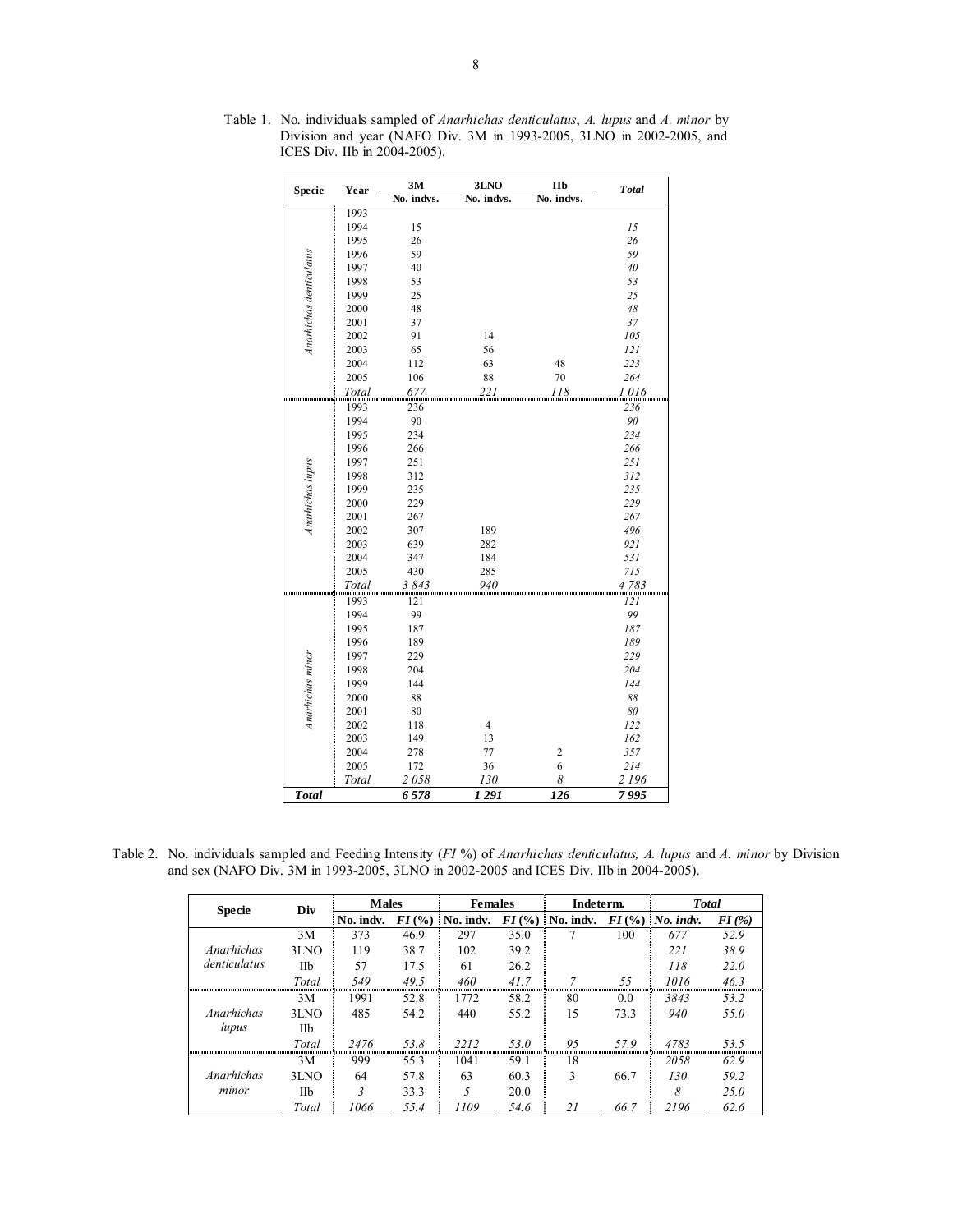Table 1. No. individuals sampled of *Anarhichas denticulatus*, *A. lupus* and *A. minor* by Division and year (NAFO Div. 3M in 1993-2005, 3LNO in 2002-2005, and ICES Div. IIb in 2004-2005).

| Specie | Year | 3M No. indvs. | 3LNO No. indvs. | IIb No. indvs. | *Total* |
|---|---|---|---|---|---|
| *Anarhichas denticulatus* | 1993 | | | | |
| | 1994 | 15 | | | *15* |
| | 1995 | 26 | | | *26* |
| | 1996 | 59 | | | *59* |
| | 1997 | 40 | | | *40* |
| | 1998 | 53 | | | *53* |
| | 1999 | 25 | | | *25* |
| | 2000 | 48 | | | *48* |
| | 2001 | 37 | | | *37* |
| | 2002 | 91 | 14 | | *105* |
| | 2003 | 65 | 56 | | *121* |
| | 2004 | 112 | 63 | 48 | *223* |
| | 2005 | 106 | 88 | 70 | *264* |
| | *Total* | *677* | *221* | *118* | *1 016* |
| *Anarhichas lupus* | 1993 | 236 | | | *236* |
| | 1994 | 90 | | | *90* |
| | 1995 | 234 | | | *234* |
| | 1996 | 266 | | | *266* |
| | 1997 | 251 | | | *251* |
| | 1998 | 312 | | | *312* |
| | 1999 | 235 | | | *235* |
| | 2000 | 229 | | | *229* |
| | 2001 | 267 | | | *267* |
| | 2002 | 307 | 189 | | *496* |
| | 2003 | 639 | 282 | | *921* |
| | 2004 | 347 | 184 | | *531* |
| | 2005 | 430 | 285 | | *715* |
| | *Total* | *3 843* | *940* | | *4 783* |
| *Anarhichas minor* | 1993 | 121 | | | *121* |
| | 1994 | 99 | | | *99* |
| | 1995 | 187 | | | *187* |
| | 1996 | 189 | | | *189* |
| | 1997 | 229 | | | *229* |
| | 1998 | 204 | | | *204* |
| | 1999 | 144 | | | *144* |
| | 2000 | 88 | | | *88* |
| | 2001 | 80 | | | *80* |
| | 2002 | 118 | 4 | | *122* |
| | 2003 | 149 | 13 | | *162* |
| | 2004 | 278 | 77 | 2 | *357* |
| | 2005 | 172 | 36 | 6 | *214* |
| | *Total* | *2 058* | *130* | *8* | *2 196* |
| ***Total*** | | ***6 578*** | ***1 291*** | ***126*** | ***7 995*** |

Table 2. No. individuals sampled and Feeding Intensity (*FI* %) of *Anarhichas denticulatus, A. lupus* and *A. minor* by Division and sex (NAFO Div. 3M in 1993-2005, 3LNO in 2002-2005 and ICES Div. IIb in 2004-2005).

| Specie | Div | Males | | Females | | Indeterm. | | *Total* | |
|---|---|---|---|---|---|---|---|---|---|
| | | No. indv. | *FI* (%) | No. indv. | *FI* (%) | No. indv. | *FI* (%) | *No. indv.* | *FI (%)* |
| *Anarhichas denticulatus* | 3M | 373 | 46.9 | 297 | 35.0 | 7 | 100 | *677* | *52.9* |
| | 3LNO | 119 | 38.7 | 102 | 39.2 | | | *221* | *38.9* |
| | IIb | 57 | 17.5 | 61 | 26.2 | | | *118* | *22.0* |
| | *Total* | *549* | *49.5* | *460* | *41.7* | *7* | *55* | *1016* | *46.3* |
| *Anarhichas lupus* | 3M | 1991 | 52.8 | 1772 | 58.2 | 80 | 0.0 | *3843* | *53.2* |
| | 3LNO | 485 | 54.2 | 440 | 55.2 | 15 | 73.3 | *940* | *55.0* |
| | IIb | | | | | | | | |
| | *Total* | *2476* | *53.8* | *2212* | *53.0* | *95* | *57.9* | *4783* | *53.5* |
| *Anarhichas minor* | 3M | 999 | 55.3 | 1041 | 59.1 | 18 | | *2058* | *62.9* |
| | 3LNO | 64 | 57.8 | 63 | 60.3 | 3 | 66.7 | *130* | *59.2* |
| | IIb | *3* | 33.3 | *5* | 20.0 | | | *8* | *25.0* |
| | *Total* | *1066* | *55.4* | *1109* | *54.6* | *21* | *66.7* | *2196* | *62.6* |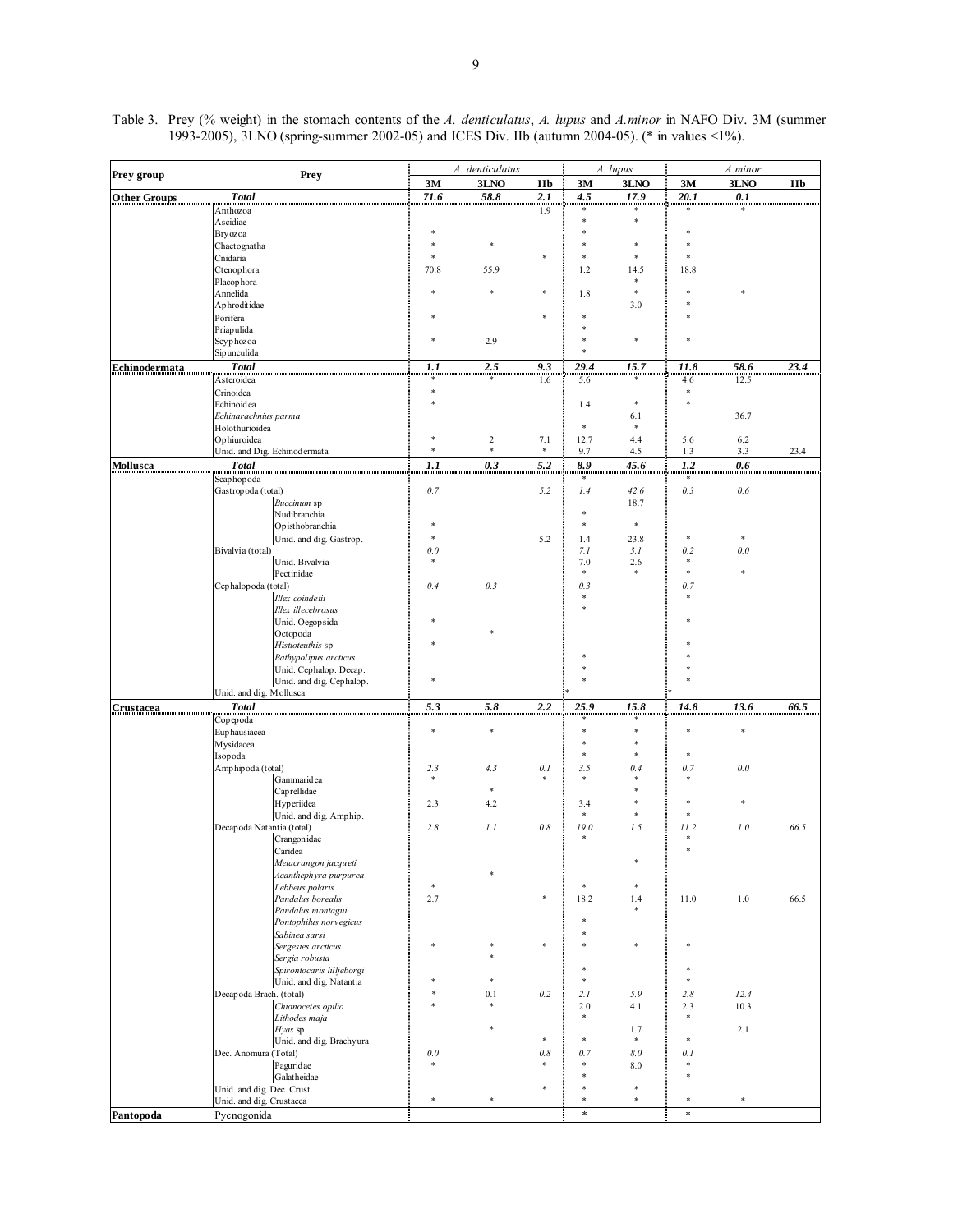Table 3. Prey (% weight) in the stomach contents of the *A. denticulatus*, *A. lupus* and *A.minor* in NAFO Div. 3M (summer 1993-2005), 3LNO (spring-summer 2002-05) and ICES Div. IIb (autumn 2004-05). (* in values <1%).

| Prey group | Prey | | *A. denticulatus* | | | *A. lupus* | | *A.minor* | | |
|---|---|---|---|---|---|---|---|---|---|---|
| | | | **3M** | **3LNO** | **IIb** | **3M** | **3LNO** | **3M** | **3LNO** | **IIb** |
| **Other Groups** | ***Total*** | | ***71.6*** | ***58.8*** | ***2.1*** | ***4.5*** | ***17.9*** | ***20.1*** | ***0.1*** | |
| | Anthozoa | | | | 1.9 | * | * | * | * | |
| | Ascidiae | | | | | * | * | | | |
| | Bryozoa | | * | | | * | | * | | |
| | Chaetognatha | | * | * | | * | * | * | | |
| | Cnidaria | | * | | * | * | * | * | | |
| | Ctenophora | | 70.8 | 55.9 | | 1.2 | 14.5 | 18.8 | | |
| | Placophora | | | | | | * | | | |
| | Annelida | | * | * | * | 1.8 | * | * | * | |
| | Aphroditidae | | | | | | 3.0 | * | | |
| | Porifera | | * | | * | * | | * | | |
| | Priapulida | | | | | * | | | | |
| | Scyphozoa | | * | 2.9 | | * | * | * | | |
| | Sipunculida | | | | | * | | | | |
| **Echinodermata** | ***Total*** | | ***1.1*** | ***2.5*** | ***9.3*** | ***29.4*** | ***15.7*** | ***11.8*** | ***58.6*** | ***23.4*** |
| | Asteroidea | | * | * | 1.6 | 5.6 | * | 4.6 | 12.5 | |
| | Crinoidea | | * | | | | | * | | |
| | Echinoidea | | * | | | 1.4 | * | * | | |
| | *Echinarachnius parma* | | | | | | 6.1 | | 36.7 | |
| | Holothurioidea | | | | | * | * | | | |
| | Ophiuroidea | | * | 2 | 7.1 | 12.7 | 4.4 | 5.6 | 6.2 | |
| | Unid. and Dig. Echinodermata | | * | * | * | 9.7 | 4.5 | 1.3 | 3.3 | 23.4 |
| **Mollusca** | ***Total*** | | ***1.1*** | ***0.3*** | ***5.2*** | ***8.9*** | ***45.6*** | ***1.2*** | ***0.6*** | |
| | Scaphopoda | | | | | * | | * | | |
| | Gastropoda (total) | | *0.7* | | *5.2* | *1.4* | *42.6* | *0.3* | *0.6* | |
| | | *Buccinum* sp | | | | | 18.7 | | | |
| | | Nudibranchia | | | | * | | | | |
| | | Opisthobranchia | * | | | * | * | | | |
| | | Unid. and dig. Gastrop. | * | | 5.2 | 1.4 | 23.8 | * | * | |
| | Bivalvia (total) | | *0.0* | | | *7.1* | *3.1* | *0.2* | *0.0* | |
| | | Unid. Bivalvia | * | | | 7.0 | 2.6 | * | | |
| | | Pectinidae | | | | * | * | * | * | |
| | Cephalopoda (total) | | *0.4* | *0.3* | | *0.3* | | *0.7* | | |
| | | *Illex coindetii* | | | | * | | * | | |
| | | *Illex illecebrosus* | | | | * | | | | |
| | | Unid. Oegopsida | * | | | | | * | | |
| | | Octopoda | | * | | | | | | |
| | | *Histioteuthis* sp | * | | | | | * | | |
| | | *Bathypolipus arcticus* | | | | * | | * | | |
| | | Unid. Cephalop. Decap. | | | | * | | * | | |
| | | Unid. and dig. Cephalop. | * | | | * | | * | | |
| | Unid. and dig. Mollusca | | | | | * | | * | | |
| **Crustacea** | ***Total*** | | ***5.3*** | ***5.8*** | ***2.2*** | ***25.9*** | ***15.8*** | ***14.8*** | ***13.6*** | ***66.5*** |
| | Copepoda | | | | | * | * | | | |
| | Euphausiacea | | * | * | | * | * | * | * | |
| | Mysidacea | | | | | * | * | | | |
| | Isopoda | | | | | * | * | * | | |
| | Amphipoda (total) | | *2.3* | *4.3* | *0.1* | *3.5* | *0.4* | *0.7* | *0.0* | |
| | | Gammaridea | * | | * | * | * | * | | |
| | | Caprellidae | | * | | | * | | | |
| | | Hyperiidea | 2.3 | 4.2 | | 3.4 | * | * | * | |
| | | Unid. and dig. Amphip. | | | | * | * | * | | |
| | Decapoda Natantia (total) | | *2.8* | *1.1* | *0.8* | *19.0* | *1.5* | *11.2* | *1.0* | *66.5* |
| | | Crangonidae | | | | * | | * | | |
| | | Caridea | | | | | | * | | |
| | | *Metacrangon jacqueti* | | | | | * | | | |
| | | *Acanthephyra purpurea* | | * | | | | | | |
| | | *Lebbeus polaris* | * | | | * | * | | | |
| | | *Pandalus borealis* | 2.7 | | * | 18.2 | 1.4 | 11.0 | 1.0 | 66.5 |
| | | *Pandalus montagui* | | | | | * | | | |
| | | *Pontophilus norvegicus* | | | | * | | | | |
| | | *Sabinea sarsi* | | | | * | | | | |
| | | *Sergestes arcticus* | * | * | * | * | * | * | | |
| | | *Sergia robusta* | | * | | | | | | |
| | | *Spirontocaris lilljeborgi* | | | | * | | * | | |
| | | Unid. and dig. Natantia | * | * | | * | | * | | |
| | Decapoda Brach. (total) | | * | 0.1 | *0.2* | *2.1* | *5.9* | *2.8* | *12.4* | |
| | | *Chionocetes opilio* | * | * | | 2.0 | 4.1 | 2.3 | 10.3 | |
| | | *Lithodes maja* | | | | * | | * | | |
| | | *Hyas* sp | | * | | | 1.7 | | 2.1 | |
| | | Unid. and dig. Brachyura | | | * | * | * | * | | |
| | Dec. Anomura (Total) | | *0.0* | | *0.8* | *0.7* | *8.0* | *0.1* | | |
| | | Paguridae | * | | * | * | 8.0 | * | | |
| | | Galatheidae | | | | * | | * | | |
| | Unid. and dig. Dec. Crust. | | | | * | * | * | | | |
| | Unid. and dig. Crustacea | | * | * | | * | * | * | * | |
| **Pantopoda** | Pycnogonida | | | | | * | | * | | |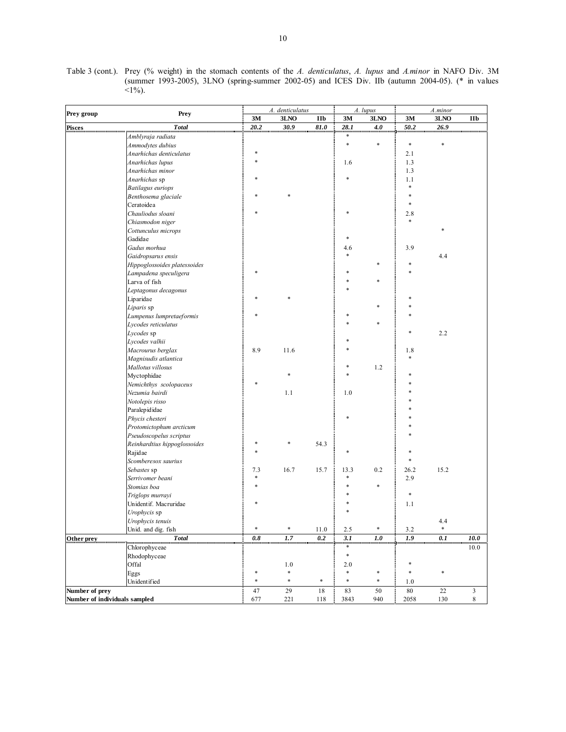Table 3 (cont.). Prey (% weight) in the stomach contents of the *A. denticulatus*, *A. lupus* and *A.minor* in NAFO Div. 3M (summer 1993-2005), 3LNO (spring-summer 2002-05) and ICES Div. IIb (autumn 2004-05). (* in values <1%).

| Prey group | Prey | *A. denticulatus* | | | *A. lupus* | | *A.minor* | | |
|---|---|---|---|---|---|---|---|---|---|
| | | 3M | 3LNO | IIb | 3M | 3LNO | 3M | 3LNO | IIb |
| **Pisces** | ***Total*** | ***20.2*** | ***30.9*** | ***81.0*** | ***28.1*** | ***4.0*** | ***50.2*** | ***26.9*** | |
| | *Amblyraja radiata* | | | | * | | | | |
| | *Ammodytes dubius* | | | | * | * | * | * | |
| | *Anarhichas denticulatus* | * | | | | | 2.1 | | |
| | *Anarhichas lupus* | * | | | 1.6 | | 1.3 | | |
| | *Anarhichas minor* | | | | | | 1.3 | | |
| | *Anarhichas* sp | * | | | * | | 1.1 | | |
| | *Batilagus euriops* | | | | | | * | | |
| | *Benthosema glaciale* | * | * | | | | * | | |
| | Ceratoidea | | | | | | * | | |
| | *Chauliodus sloani* | * | | | * | | 2.8 | | |
| | *Chiasmodon niger* | | | | | | * | | |
| | *Cottunculus microps* | | | | | | | * | |
| | Gadidae | | | | * | | | | |
| | *Gadus morhua* | | | | 4.6 | | 3.9 | | |
| | *Gaidropsarus ensis* | | | | * | | | 4.4 | |
| | *Hippoglossoides platessoides* | | | | | * | * | | |
| | *Lampadena speculigera* | * | | | * | | * | | |
| | Larva of fish | | | | * | * | | | |
| | *Leptagonus decagonus* | | | | * | | | | |
| | Liparidae | * | * | | | | * | | |
| | *Liparis* sp | | | | | * | * | | |
| | *Lumpenus lumpretaeformis* | * | | | * | | * | | |
| | *Lycodes reticulatus* | | | | * | * | | | |
| | *Lycodes* sp | | | | | | * | 2.2 | |
| | *Lycodes valhii* | | | | * | | | | |
| | *Macrourus berglax* | 8.9 | 11.6 | | * | | 1.8 | | |
| | *Magnisudis atlantica* | | | | | | * | | |
| | *Mallotus villosus* | | | | * | 1.2 | | | |
| | Myctophidae | | * | | * | | * | | |
| | *Nemichthys scolopaceus* | * | | | | | * | | |
| | *Nezumia bairdi* | | 1.1 | | 1.0 | | * | | |
| | *Notolepis risso* | | | | | | * | | |
| | Paralepididae | | | | | | * | | |
| | *Phycis chesteri* | | | | * | | * | | |
| | *Protomictophum arcticum* | | | | | | * | | |
| | *Pseudoscopelus scriptus* | | | | | | * | | |
| | *Reinhardtius hippoglossoides* | * | * | 54.3 | | | | | |
| | Rajidae | * | | | * | | * | | |
| | *Scomberesox saurius* | | | | | | * | | |
| | *Sebastes* sp | 7.3 | 16.7 | 15.7 | 13.3 | 0.2 | 26.2 | 15.2 | |
| | *Serrivomer beani* | * | | | * | | 2.9 | | |
| | *Stomias boa* | * | | | * | * | | | |
| | *Triglops murrayi* | | | | * | | * | | |
| | Unidentif. Macruridae | * | | | * | | 1.1 | | |
| | *Urophycis* sp | | | | * | | | | |
| | *Urophycis tenuis* | | | | | | | 4.4 | |
| | Unid. and dig. fish | * | * | 11.0 | 2.5 | * | 3.2 | * | |
| **Other prey** | ***Total*** | ***0.8*** | ***1.7*** | ***0.2*** | ***3.1*** | ***1.0*** | ***1.9*** | ***0.1*** | ***10.0*** |
| | Chlorophyceae | | | | * | | | | 10.0 |
| | Rhodophyceae | | | | * | | | | |
| | Offal | | 1.0 | | 2.0 | | * | | |
| | Eggs | * | * | | * | * | * | * | |
| | Unidentified | * | * | * | * | * | 1.0 | | |
| **Number of prey** | | 47 | 29 | 18 | 83 | 50 | 80 | 22 | 3 |
| **Number of individuals sampled** | | 677 | 221 | 118 | 3843 | 940 | 2058 | 130 | 8 |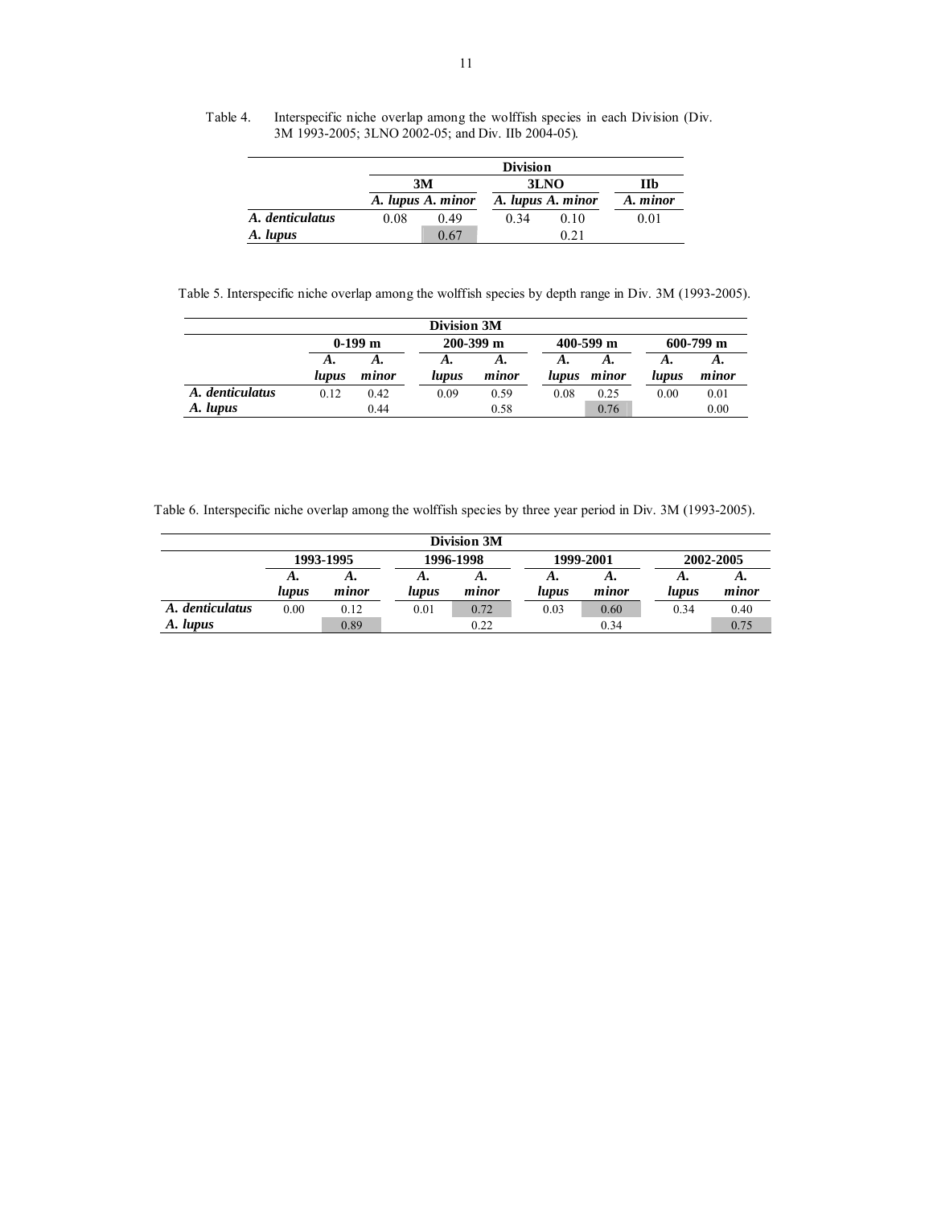Table 4. Interspecific niche overlap among the wolffish species in each Division (Div. 3M 1993-2005; 3LNO 2002-05; and Div. IIb 2004-05).

| | Division | | | | |
|---|---|---|---|---|---|
| | 3M | | 3LNO | | IIb |
| | *A. lupus* | *A. minor* | *A. lupus* | *A. minor* | *A. minor* |
| ***A. denticulatus*** | 0.08 | 0.49 | 0.34 | 0.10 | 0.01 |
| ***A. lupus*** | | 0.67 | | 0.21 | |

Table 5. Interspecific niche overlap among the wolffish species by depth range in Div. 3M (1993-2005).

| | Division 3M | | | | | | | |
|---|---|---|---|---|---|---|---|---|
| | 0-199 m | | 200-399 m | | 400-599 m | | 600-799 m | |
| | *A. lupus* | *A. minor* | *A. lupus* | *A. minor* | *A. lupus* | *A. minor* | *A. lupus* | *A. minor* |
| ***A. denticulatus*** | 0.12 | 0.42 | 0.09 | 0.59 | 0.08 | 0.25 | 0.00 | 0.01 |
| ***A. lupus*** | | 0.44 | | 0.58 | | 0.76 | | 0.00 |

Table 6. Interspecific niche overlap among the wolffish species by three year period in Div. 3M (1993-2005).

| | Division 3M | | | | | | | |
|---|---|---|---|---|---|---|---|---|
| | 1993-1995 | | 1996-1998 | | 1999-2001 | | 2002-2005 | |
| | *A. lupus* | *A. minor* | *A. lupus* | *A. minor* | *A. lupus* | *A. minor* | *A. lupus* | *A. minor* |
| ***A. denticulatus*** | 0.00 | 0.12 | 0.01 | 0.72 | 0.03 | 0.60 | 0.34 | 0.40 |
| ***A. lupus*** | | 0.89 | | 0.22 | | 0.34 | | 0.75 |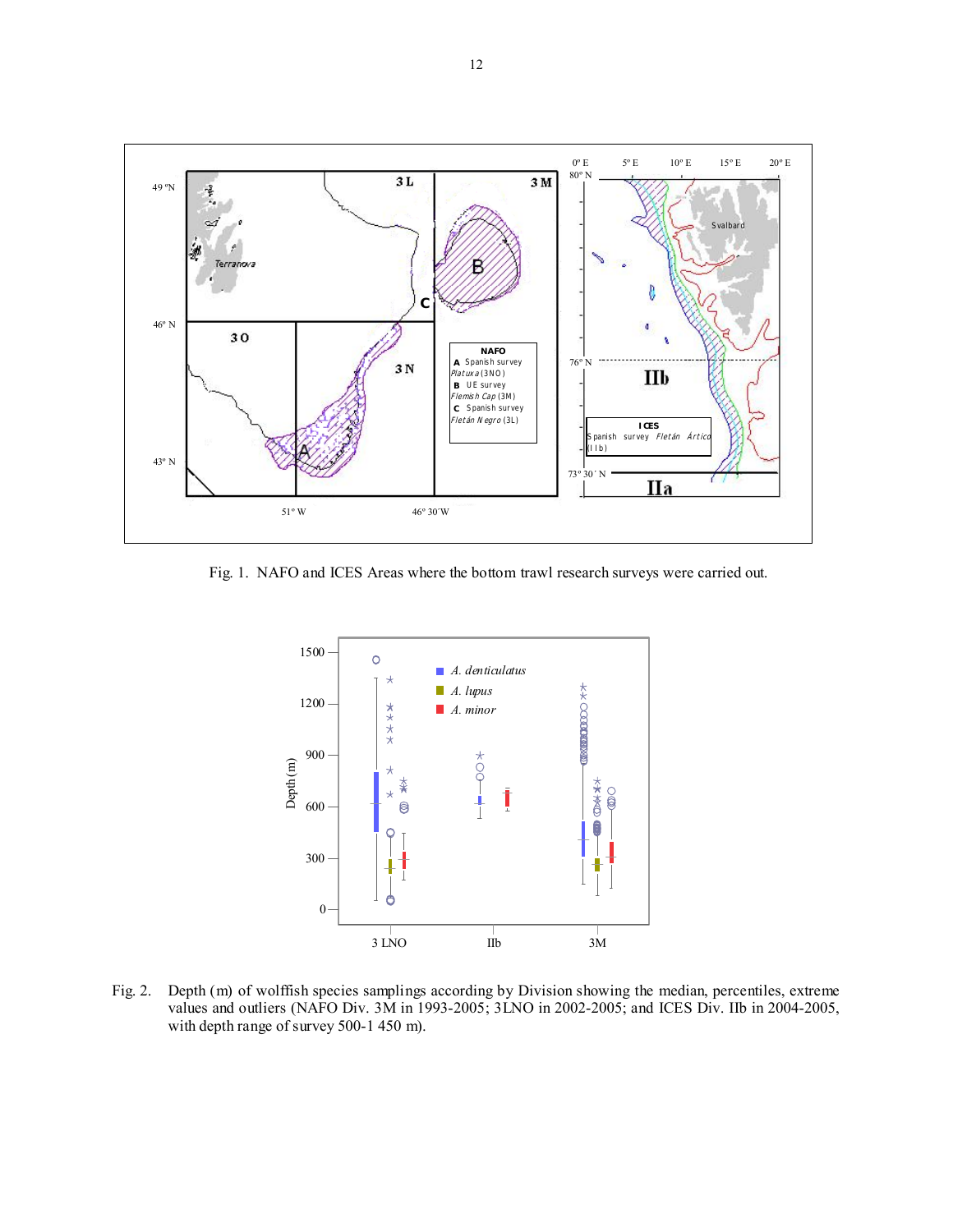Fig. 1. NAFO and ICES Areas where the bottom trawl research surveys were carried out.

Fig. 2. Depth (m) of wolffish species samplings according by Division showing the median, percentiles, extreme values and outliers (NAFO Div. 3M in 1993-2005; 3LNO in 2002-2005; and ICES Div. IIb in 2004-2005, with depth range of survey 500-1 450 m).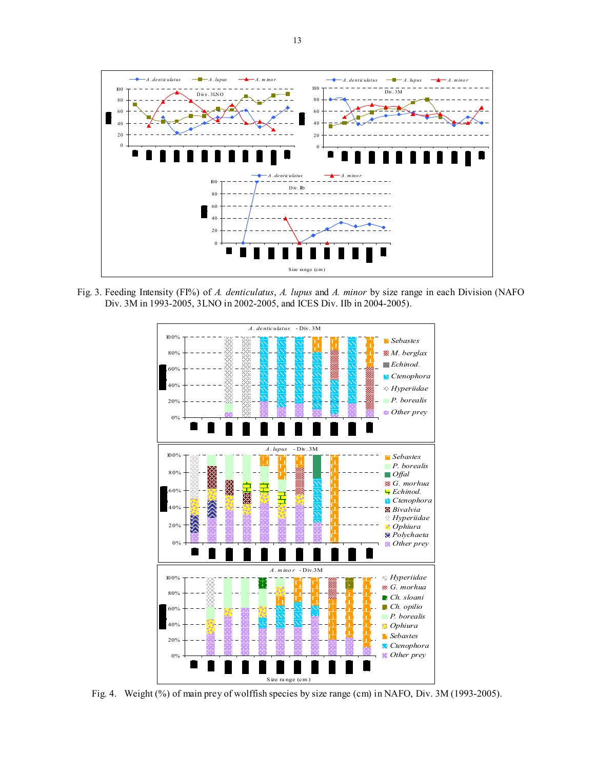Fig. 3. Feeding Intensity (FI%) of *A. denticulatus*, *A. lupus* and *A. minor* by size range in each Division (NAFO Div. 3M in 1993-2005, 3LNO in 2002-2005, and ICES Div. IIb in 2004-2005).

Fig. 4. Weight (%) of main prey of wolffish species by size range (cm) in NAFO, Div. 3M (1993-2005).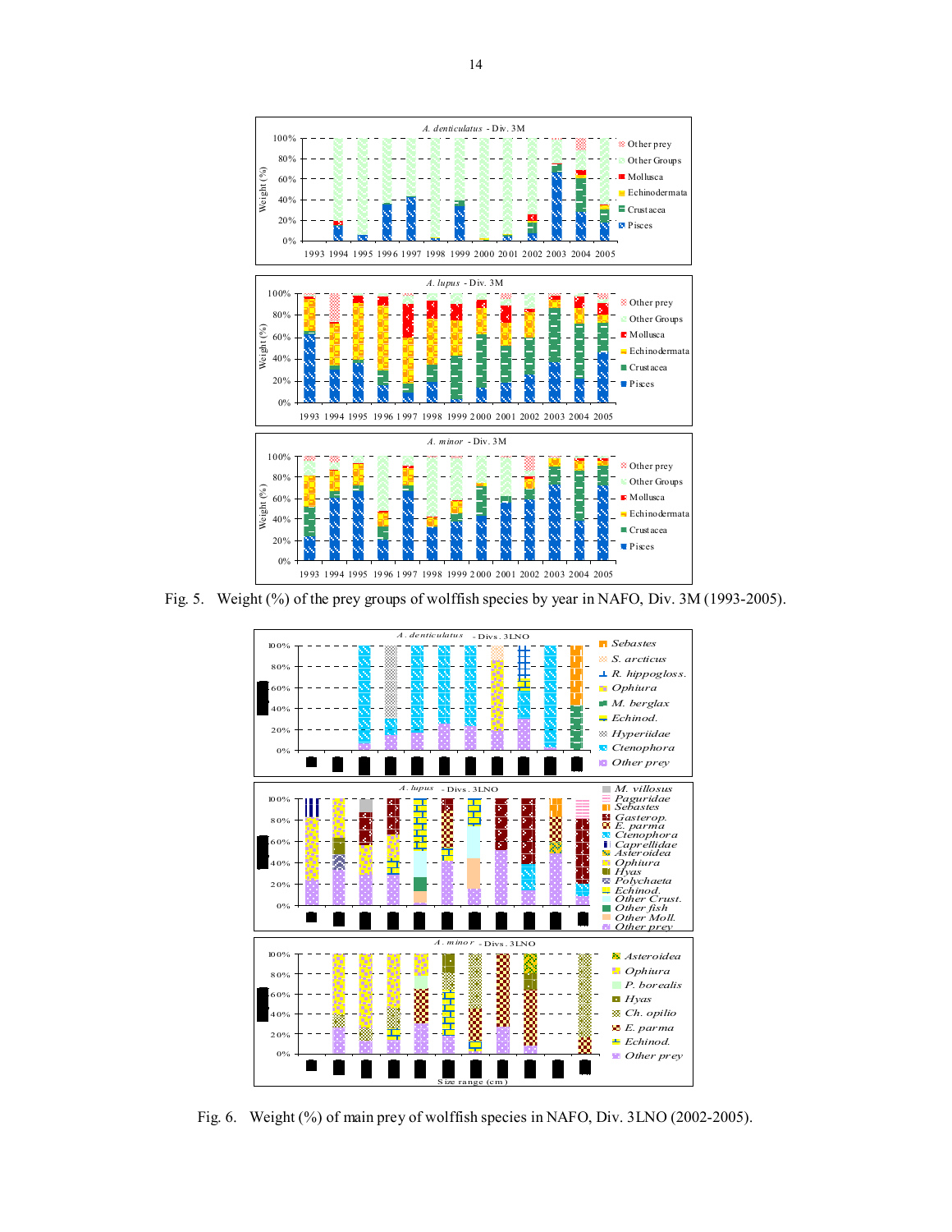Fig. 5. Weight (%) of the prey groups of wolffish species by year in NAFO, Div. 3M (1993-2005).

Fig. 6. Weight (%) of main prey of wolffish species in NAFO, Div. 3LNO (2002-2005).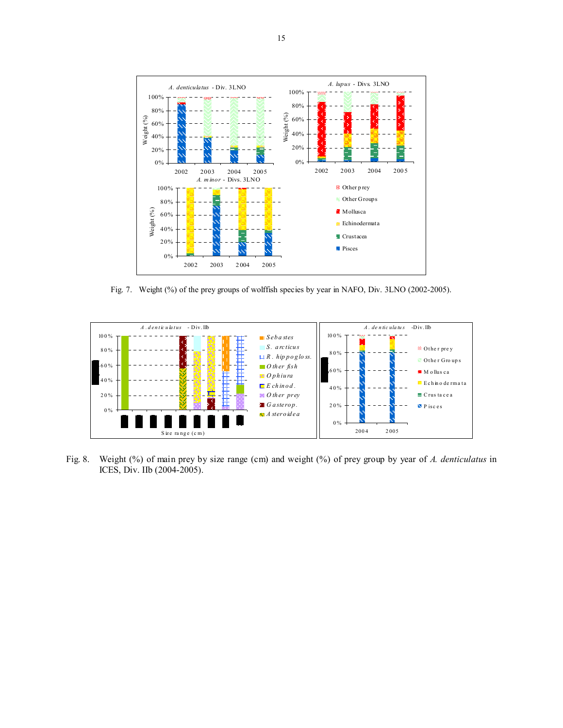Fig. 7. Weight (%) of the prey groups of wolffish species by year in NAFO, Div. 3LNO (2002-2005).

Fig. 8. Weight (%) of main prey by size range (cm) and weight (%) of prey group by year of *A. denticulatus* in ICES, Div. IIb (2004-2005).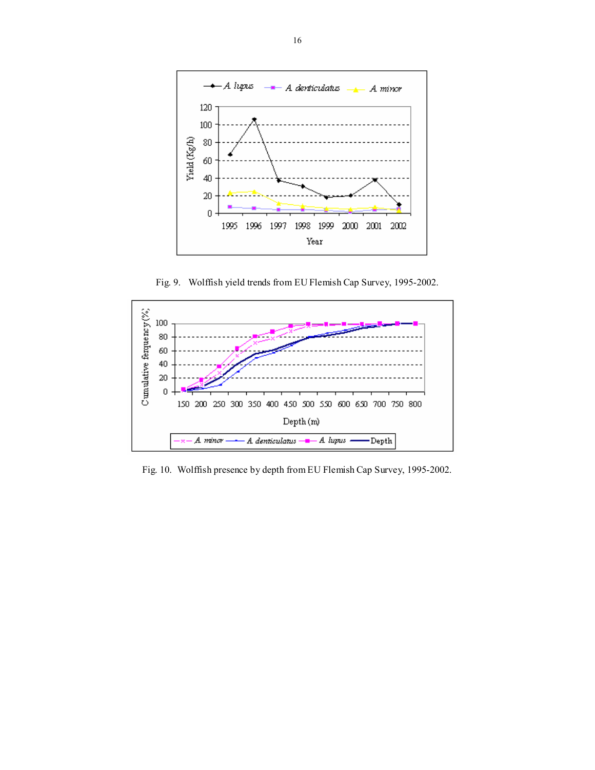A. lupus
A. denticulatus
A. minor

120
100
80
60
40
20
0

Yield (Kg/h)

1995 1996 1997 1998 1999 2000 2001 2002

Year

Fig. 9. Wolffish yield trends from EU Flemish Cap Survey, 1995-2002.

Cumulative ferquency (%)

100
80
60
40
20
0

150 200 250 300 350 400 450 500 550 600 650 700 750 800

Depth (m)

A. minor
A. denticulatus
A. lupus
Depth

Fig. 10. Wolffish presence by depth from EU Flemish Cap Survey, 1995-2002.